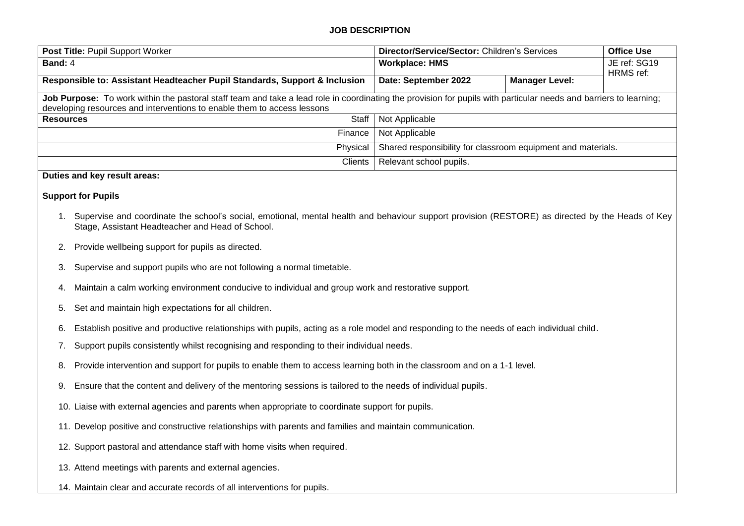# JOB DESCRIPTION

| **Post Title:** Pupil Support Worker | **Director/Service/Sector:** Children's Services | | **Office Use** |
|---|---|---|---|
| **Band:** 4 | **Workplace: HMS** | | JE ref: SG19 HRMS ref: |
| **Responsible to: Assistant Headteacher Pupil Standards, Support & Inclusion** | **Date: September 2022** | **Manager Level:** | |

**Job Purpose:** To work within the pastoral staff team and take a lead role in coordinating the provision for pupils with particular needs and barriers to learning; developing resources and interventions to enable them to access lessons

| **Resources** | |
|---|---|
| Staff | Not Applicable |
| Finance | Not Applicable |
| Physical | Shared responsibility for classroom equipment and materials. |
| Clients | Relevant school pupils. |

**Duties and key result areas:**

**Support for Pupils**

1. Supervise and coordinate the school's social, emotional, mental health and behaviour support provision (RESTORE) as directed by the Heads of Key Stage, Assistant Headteacher and Head of School.
2. Provide wellbeing support for pupils as directed.
3. Supervise and support pupils who are not following a normal timetable.
4. Maintain a calm working environment conducive to individual and group work and restorative support.
5. Set and maintain high expectations for all children.
6. Establish positive and productive relationships with pupils, acting as a role model and responding to the needs of each individual child.
7. Support pupils consistently whilst recognising and responding to their individual needs.
8. Provide intervention and support for pupils to enable them to access learning both in the classroom and on a 1-1 level.
9. Ensure that the content and delivery of the mentoring sessions is tailored to the needs of individual pupils.
10. Liaise with external agencies and parents when appropriate to coordinate support for pupils.
11. Develop positive and constructive relationships with parents and families and maintain communication.
12. Support pastoral and attendance staff with home visits when required.
13. Attend meetings with parents and external agencies.
14. Maintain clear and accurate records of all interventions for pupils.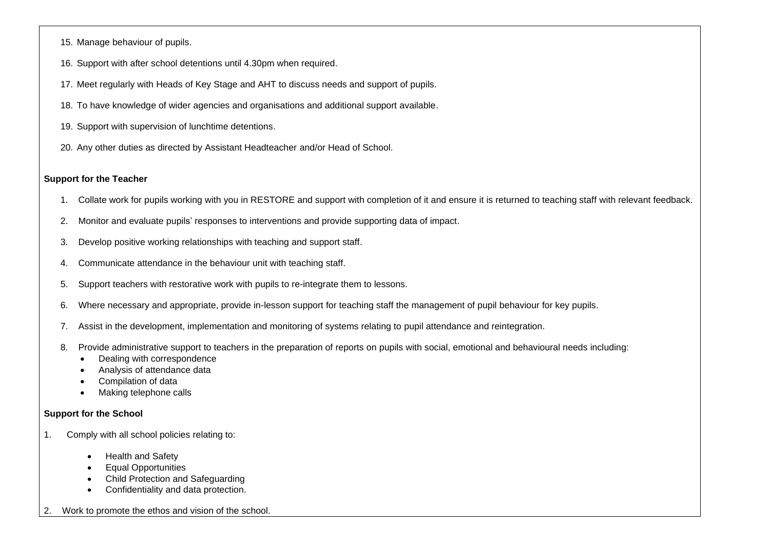15. Manage behaviour of pupils.
16. Support with after school detentions until 4.30pm when required.
17. Meet regularly with Heads of Key Stage and AHT to discuss needs and support of pupils.
18. To have knowledge of wider agencies and organisations and additional support available.
19. Support with supervision of lunchtime detentions.
20. Any other duties as directed by Assistant Headteacher and/or Head of School.

**Support for the Teacher**

1. Collate work for pupils working with you in RESTORE and support with completion of it and ensure it is returned to teaching staff with relevant feedback.
2. Monitor and evaluate pupils' responses to interventions and provide supporting data of impact.
3. Develop positive working relationships with teaching and support staff.
4. Communicate attendance in the behaviour unit with teaching staff.
5. Support teachers with restorative work with pupils to re-integrate them to lessons.
6. Where necessary and appropriate, provide in-lesson support for teaching staff the management of pupil behaviour for key pupils.
7. Assist in the development, implementation and monitoring of systems relating to pupil attendance and reintegration.
8. Provide administrative support to teachers in the preparation of reports on pupils with social, emotional and behavioural needs including:
   - Dealing with correspondence
   - Analysis of attendance data
   - Compilation of data
   - Making telephone calls

**Support for the School**

1. Comply with all school policies relating to:
   - Health and Safety
   - Equal Opportunities
   - Child Protection and Safeguarding
   - Confidentiality and data protection.
2. Work to promote the ethos and vision of the school.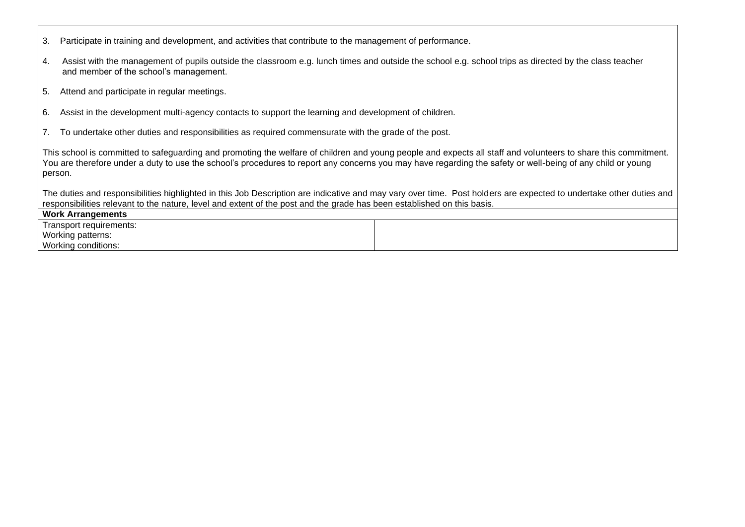3. Participate in training and development, and activities that contribute to the management of performance.

4. Assist with the management of pupils outside the classroom e.g. lunch times and outside the school e.g. school trips as directed by the class teacher and member of the school's management.

5. Attend and participate in regular meetings.

6. Assist in the development multi-agency contacts to support the learning and development of children.

7. To undertake other duties and responsibilities as required commensurate with the grade of the post.

This school is committed to safeguarding and promoting the welfare of children and young people and expects all staff and volunteers to share this commitment. You are therefore under a duty to use the school's procedures to report any concerns you may have regarding the safety or well-being of any child or young person.

The duties and responsibilities highlighted in this Job Description are indicative and may vary over time. Post holders are expected to undertake other duties and responsibilities relevant to the nature, level and extent of the post and the grade has been established on this basis.

| **Work Arrangements** | |
|---|---|
| Transport requirements:<br>Working patterns:<br>Working conditions: | |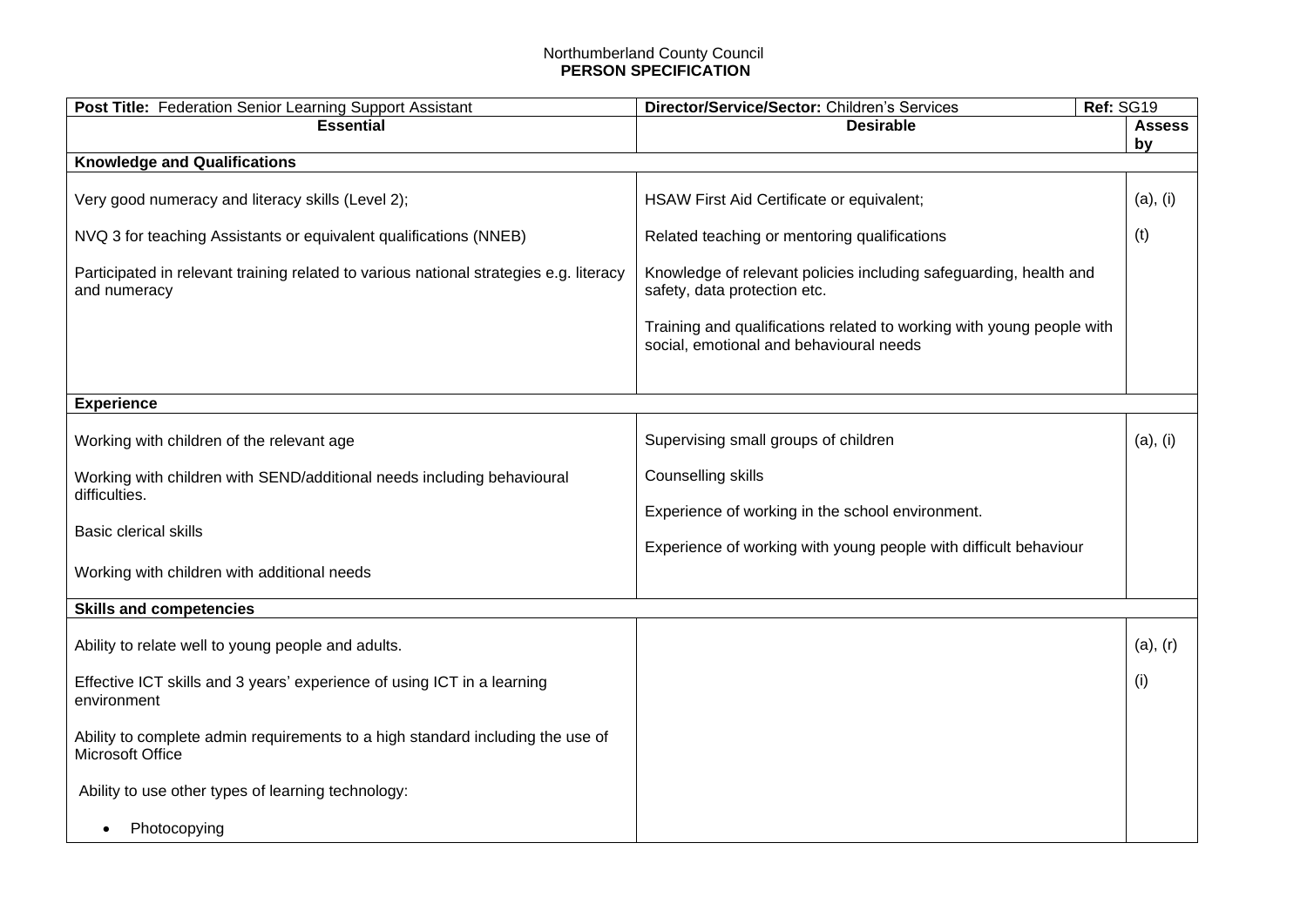Northumberland County Council
**PERSON SPECIFICATION**

| **Post Title:** Federation Senior Learning Support Assistant | **Director/Service/Sector:** Children's Services | **Ref:** SG19 |
|---|---|---|
| **Essential** | **Desirable** | **Assess by** |
| **Knowledge and Qualifications** | | |
| Very good numeracy and literacy skills (Level 2);<br><br>NVQ 3 for teaching Assistants or equivalent qualifications (NNEB)<br><br>Participated in relevant training related to various national strategies e.g. literacy and numeracy | HSAW First Aid Certificate or equivalent;<br><br>Related teaching or mentoring qualifications<br><br>Knowledge of relevant policies including safeguarding, health and safety, data protection etc.<br><br>Training and qualifications related to working with young people with social, emotional and behavioural needs | (a), (i)<br><br>(t) |
| **Experience** | | |
| Working with children of the relevant age<br><br>Working with children with SEND/additional needs including behavioural difficulties.<br><br>Basic clerical skills<br><br>Working with children with additional needs | Supervising small groups of children<br><br>Counselling skills<br><br>Experience of working in the school environment.<br><br>Experience of working with young people with difficult behaviour | (a), (i) |
| **Skills and competencies** | | |
| Ability to relate well to young people and adults.<br><br>Effective ICT skills and 3 years' experience of using ICT in a learning environment<br><br>Ability to complete admin requirements to a high standard including the use of Microsoft Office<br><br>Ability to use other types of learning technology:<br><br>• Photocopying | | (a), (r)<br><br>(i) |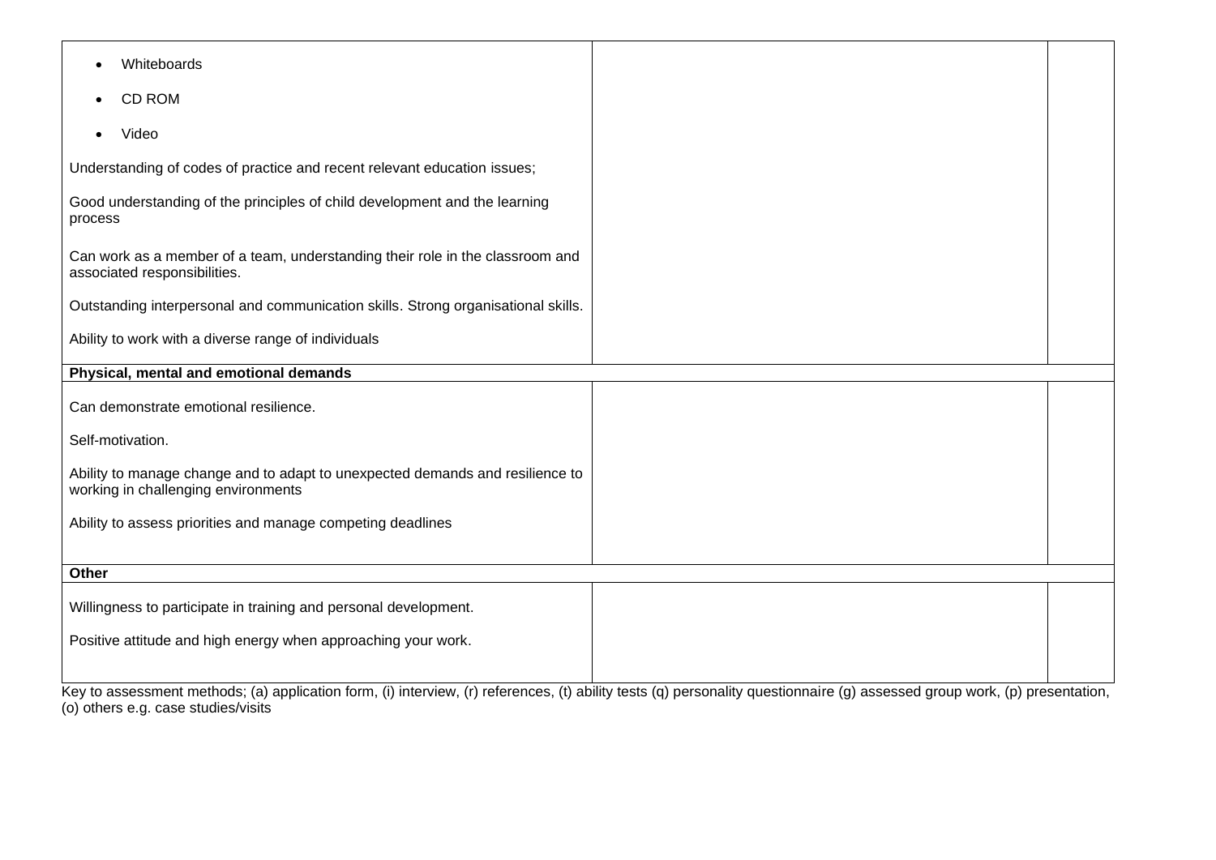| | | |
|---|---|---|
| • Whiteboards<br>• CD ROM<br>• Video<br><br>Understanding of codes of practice and recent relevant education issues;<br><br>Good understanding of the principles of child development and the learning process<br><br>Can work as a member of a team, understanding their role in the classroom and associated responsibilities.<br><br>Outstanding interpersonal and communication skills. Strong organisational skills.<br><br>Ability to work with a diverse range of individuals | | |
| **Physical, mental and emotional demands** | | |
| Can demonstrate emotional resilience.<br><br>Self-motivation.<br><br>Ability to manage change and to adapt to unexpected demands and resilience to working in challenging environments<br><br>Ability to assess priorities and manage competing deadlines | | |
| **Other** | | |
| Willingness to participate in training and personal development.<br><br>Positive attitude and high energy when approaching your work. | | |

Key to assessment methods; (a) application form, (i) interview, (r) references, (t) ability tests (q) personality questionnaire (g) assessed group work, (p) presentation, (o) others e.g. case studies/visits